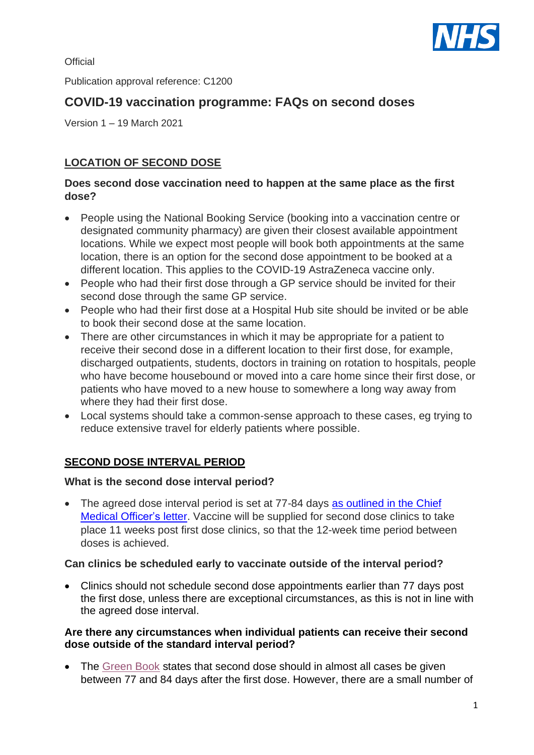Official

Publication approval reference: C1200

# COVID-19 vaccination programme: FAQs on second doses

Version 1 – 19 March 2021

## LOCATION OF SECOND DOSE

**Does second dose vaccination need to happen at the same place as the first dose?**

- People using the National Booking Service (booking into a vaccination centre or designated community pharmacy) are given their closest available appointment locations. While we expect most people will book both appointments at the same location, there is an option for the second dose appointment to be booked at a different location. This applies to the COVID-19 AstraZeneca vaccine only.
- People who had their first dose through a GP service should be invited for their second dose through the same GP service.
- People who had their first dose at a Hospital Hub site should be invited or be able to book their second dose at the same location.
- There are other circumstances in which it may be appropriate for a patient to receive their second dose in a different location to their first dose, for example, discharged outpatients, students, doctors in training on rotation to hospitals, people who have become housebound or moved into a care home since their first dose, or patients who have moved to a new house to somewhere a long way away from where they had their first dose.
- Local systems should take a common-sense approach to these cases, eg trying to reduce extensive travel for elderly patients where possible.

## SECOND DOSE INTERVAL PERIOD

**What is the second dose interval period?**

- The agreed dose interval period is set at 77-84 days as outlined in the Chief Medical Officer's letter. Vaccine will be supplied for second dose clinics to take place 11 weeks post first dose clinics, so that the 12-week time period between doses is achieved.

**Can clinics be scheduled early to vaccinate outside of the interval period?**

- Clinics should not schedule second dose appointments earlier than 77 days post the first dose, unless there are exceptional circumstances, as this is not in line with the agreed dose interval.

**Are there any circumstances when individual patients can receive their second dose outside of the standard interval period?**

- The Green Book states that second dose should in almost all cases be given between 77 and 84 days after the first dose. However, there are a small number of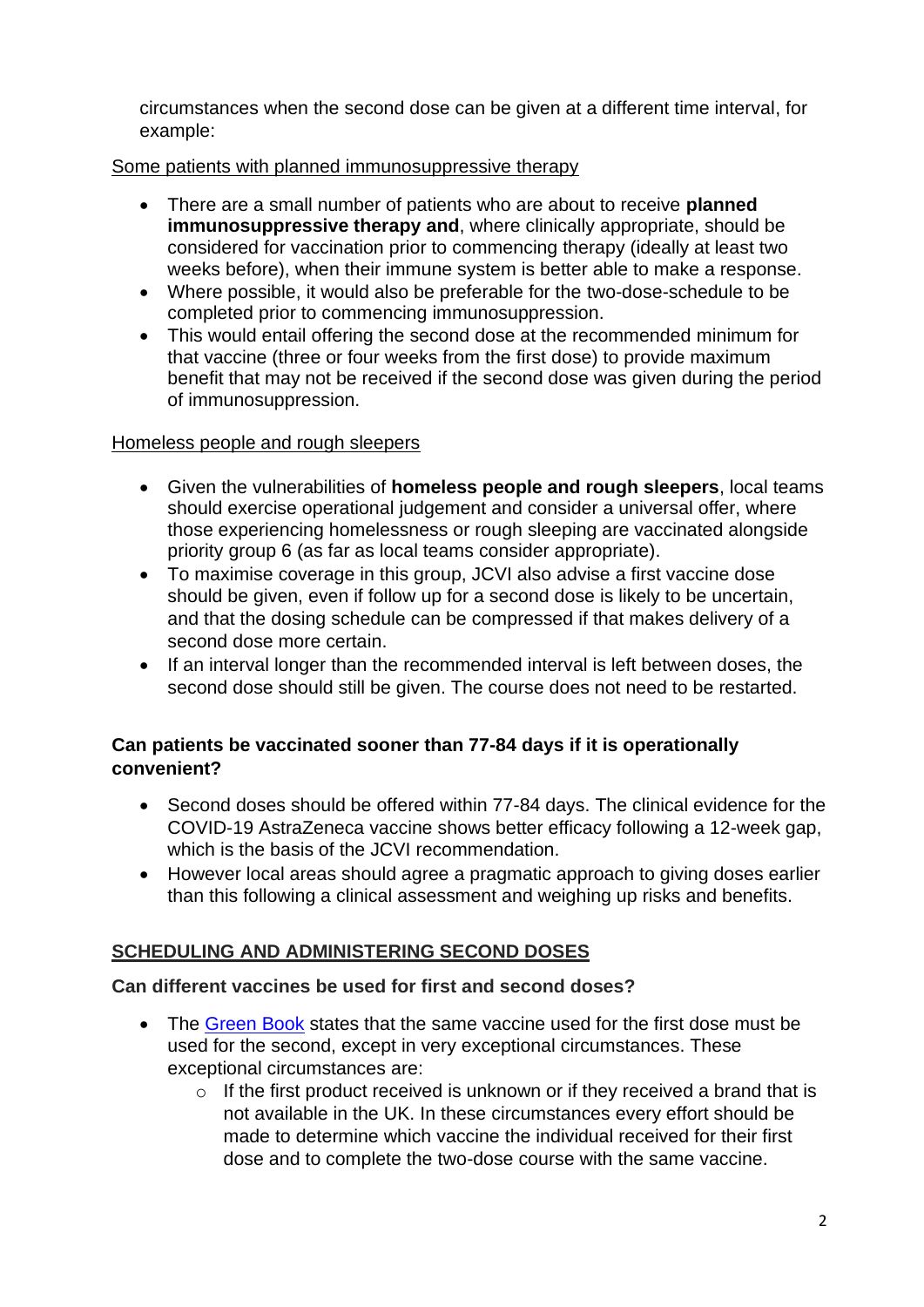circumstances when the second dose can be given at a different time interval, for example:

<u>Some patients with planned immunosuppressive therapy</u>

- There are a small number of patients who are about to receive **planned immunosuppressive therapy and**, where clinically appropriate, should be considered for vaccination prior to commencing therapy (ideally at least two weeks before), when their immune system is better able to make a response.
- Where possible, it would also be preferable for the two-dose-schedule to be completed prior to commencing immunosuppression.
- This would entail offering the second dose at the recommended minimum for that vaccine (three or four weeks from the first dose) to provide maximum benefit that may not be received if the second dose was given during the period of immunosuppression.

<u>Homeless people and rough sleepers</u>

- Given the vulnerabilities of **homeless people and rough sleepers**, local teams should exercise operational judgement and consider a universal offer, where those experiencing homelessness or rough sleeping are vaccinated alongside priority group 6 (as far as local teams consider appropriate).
- To maximise coverage in this group, JCVI also advise a first vaccine dose should be given, even if follow up for a second dose is likely to be uncertain, and that the dosing schedule can be compressed if that makes delivery of a second dose more certain.
- If an interval longer than the recommended interval is left between doses, the second dose should still be given. The course does not need to be restarted.

**Can patients be vaccinated sooner than 77-84 days if it is operationally convenient?**

- Second doses should be offered within 77-84 days. The clinical evidence for the COVID-19 AstraZeneca vaccine shows better efficacy following a 12-week gap, which is the basis of the JCVI recommendation.
- However local areas should agree a pragmatic approach to giving doses earlier than this following a clinical assessment and weighing up risks and benefits.

## <u>SCHEDULING AND ADMINISTERING SECOND DOSES</u>

**Can different vaccines be used for first and second doses?**

- The Green Book states that the same vaccine used for the first dose must be used for the second, except in very exceptional circumstances. These exceptional circumstances are:
  - If the first product received is unknown or if they received a brand that is not available in the UK. In these circumstances every effort should be made to determine which vaccine the individual received for their first dose and to complete the two-dose course with the same vaccine.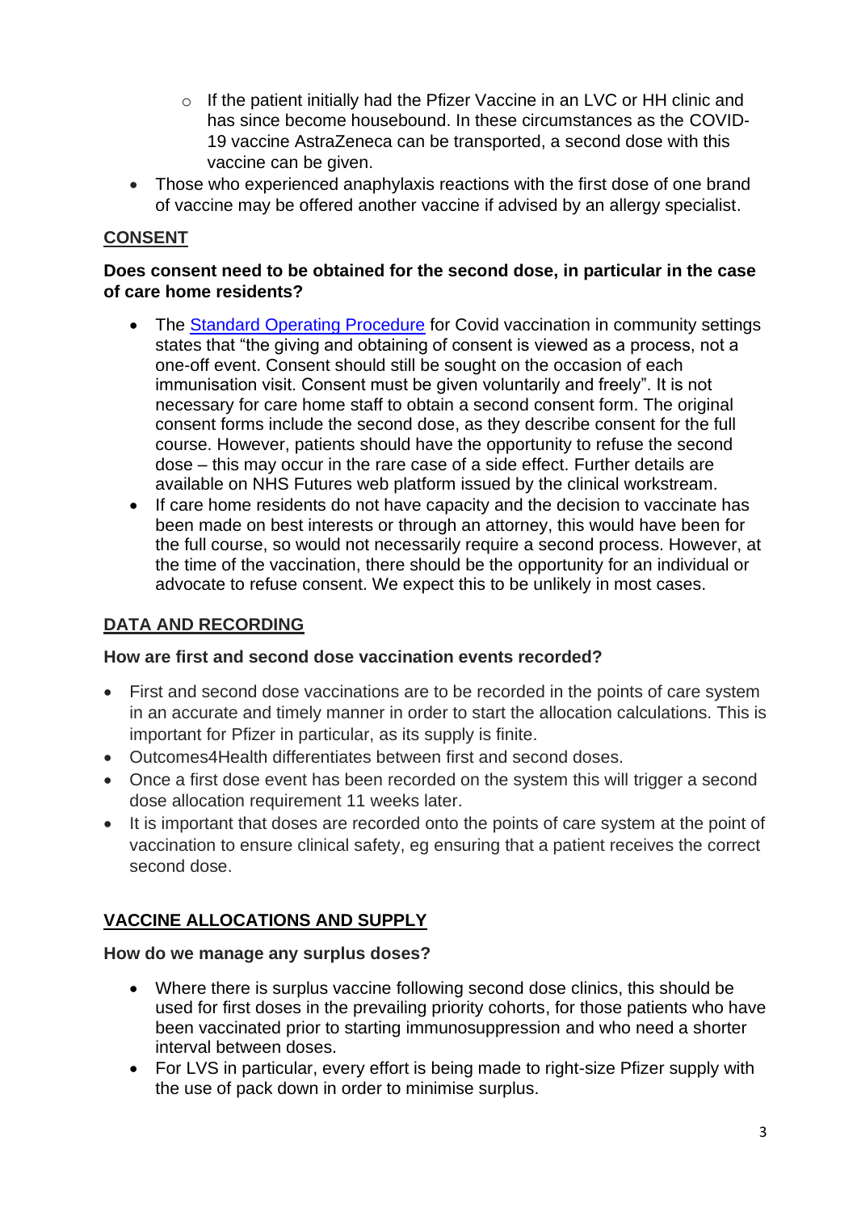- If the patient initially had the Pfizer Vaccine in an LVC or HH clinic and has since become housebound. In these circumstances as the COVID-19 vaccine AstraZeneca can be transported, a second dose with this vaccine can be given.
- Those who experienced anaphylaxis reactions with the first dose of one brand of vaccine may be offered another vaccine if advised by an allergy specialist.

## CONSENT

**Does consent need to be obtained for the second dose, in particular in the case of care home residents?**

- The [Standard Operating Procedure](Standard Operating Procedure) for Covid vaccination in community settings states that "the giving and obtaining of consent is viewed as a process, not a one-off event. Consent should still be sought on the occasion of each immunisation visit. Consent must be given voluntarily and freely". It is not necessary for care home staff to obtain a second consent form. The original consent forms include the second dose, as they describe consent for the full course. However, patients should have the opportunity to refuse the second dose – this may occur in the rare case of a side effect. Further details are available on NHS Futures web platform issued by the clinical workstream.
- If care home residents do not have capacity and the decision to vaccinate has been made on best interests or through an attorney, this would have been for the full course, so would not necessarily require a second process. However, at the time of the vaccination, there should be the opportunity for an individual or advocate to refuse consent. We expect this to be unlikely in most cases.

## DATA AND RECORDING

**How are first and second dose vaccination events recorded?**

- First and second dose vaccinations are to be recorded in the points of care system in an accurate and timely manner in order to start the allocation calculations. This is important for Pfizer in particular, as its supply is finite.
- Outcomes4Health differentiates between first and second doses.
- Once a first dose event has been recorded on the system this will trigger a second dose allocation requirement 11 weeks later.
- It is important that doses are recorded onto the points of care system at the point of vaccination to ensure clinical safety, eg ensuring that a patient receives the correct second dose.

## VACCINE ALLOCATIONS AND SUPPLY

**How do we manage any surplus doses?**

- Where there is surplus vaccine following second dose clinics, this should be used for first doses in the prevailing priority cohorts, for those patients who have been vaccinated prior to starting immunosuppression and who need a shorter interval between doses.
- For LVS in particular, every effort is being made to right-size Pfizer supply with the use of pack down in order to minimise surplus.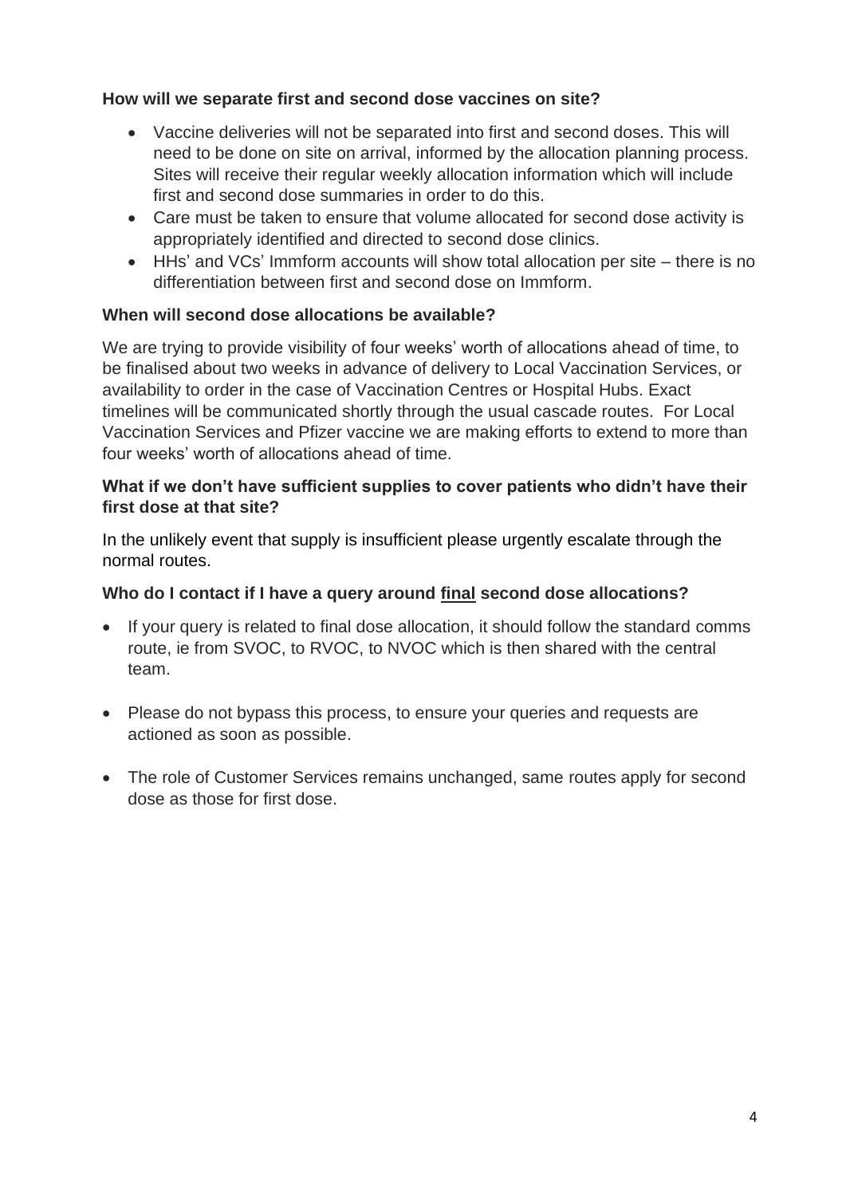**How will we separate first and second dose vaccines on site?**

- Vaccine deliveries will not be separated into first and second doses. This will need to be done on site on arrival, informed by the allocation planning process. Sites will receive their regular weekly allocation information which will include first and second dose summaries in order to do this.
- Care must be taken to ensure that volume allocated for second dose activity is appropriately identified and directed to second dose clinics.
- HHs' and VCs' Immform accounts will show total allocation per site – there is no differentiation between first and second dose on Immform.

**When will second dose allocations be available?**

We are trying to provide visibility of four weeks' worth of allocations ahead of time, to be finalised about two weeks in advance of delivery to Local Vaccination Services, or availability to order in the case of Vaccination Centres or Hospital Hubs. Exact timelines will be communicated shortly through the usual cascade routes. For Local Vaccination Services and Pfizer vaccine we are making efforts to extend to more than four weeks' worth of allocations ahead of time.

**What if we don't have sufficient supplies to cover patients who didn't have their first dose at that site?**

In the unlikely event that supply is insufficient please urgently escalate through the normal routes.

**Who do I contact if I have a query around <u>final</u> second dose allocations?**

- If your query is related to final dose allocation, it should follow the standard comms route, ie from SVOC, to RVOC, to NVOC which is then shared with the central team.
- Please do not bypass this process, to ensure your queries and requests are actioned as soon as possible.
- The role of Customer Services remains unchanged, same routes apply for second dose as those for first dose.